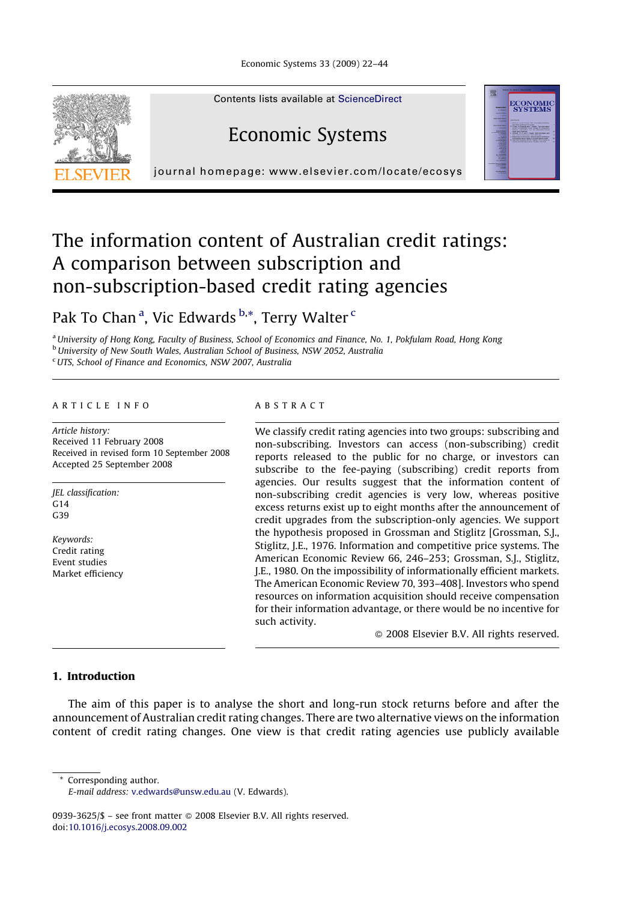# The information content of Australian credit ratings: A comparison between subscription and non-subscription-based credit rating agencies

Pak To Chan [a], Vic Edwards [b,*], Terry Walter [c]

[a] University of Hong Kong, Faculty of Business, School of Economics and Finance, No. 1, Pokfulam Road, Hong Kong
[b] University of New South Wales, Australian School of Business, NSW 2052, Australia
[c] UTS, School of Finance and Economics, NSW 2007, Australia

## ARTICLE INFO

*Article history:*
Received 11 February 2008
Received in revised form 10 September 2008
Accepted 25 September 2008

*JEL classification:*
G14
G39

*Keywords:*
Credit rating
Event studies
Market efficiency

## ABSTRACT

We classify credit rating agencies into two groups: subscribing and non-subscribing. Investors can access (non-subscribing) credit reports released to the public for no charge, or investors can subscribe to the fee-paying (subscribing) credit reports from agencies. Our results suggest that the information content of non-subscribing credit agencies is very low, whereas positive excess returns exist up to eight months after the announcement of credit upgrades from the subscription-only agencies. We support the hypothesis proposed in Grossman and Stiglitz [Grossman, S.J., Stiglitz, J.E., 1976. Information and competitive price systems. The American Economic Review 66, 246–253; Grossman, S.J., Stiglitz, J.E., 1980. On the impossibility of informationally efficient markets. The American Economic Review 70, 393–408]. Investors who spend resources on information acquisition should receive compensation for their information advantage, or there would be no incentive for such activity.

© 2008 Elsevier B.V. All rights reserved.

## 1. Introduction

The aim of this paper is to analyse the short and long-run stock returns before and after the announcement of Australian credit rating changes. There are two alternative views on the information content of credit rating changes. One view is that credit rating agencies use publicly available

* Corresponding author.
E-mail address: v.edwards@unsw.edu.au (V. Edwards).

0939-3625/$ – see front matter © 2008 Elsevier B.V. All rights reserved.
doi:10.1016/j.ecosys.2008.09.002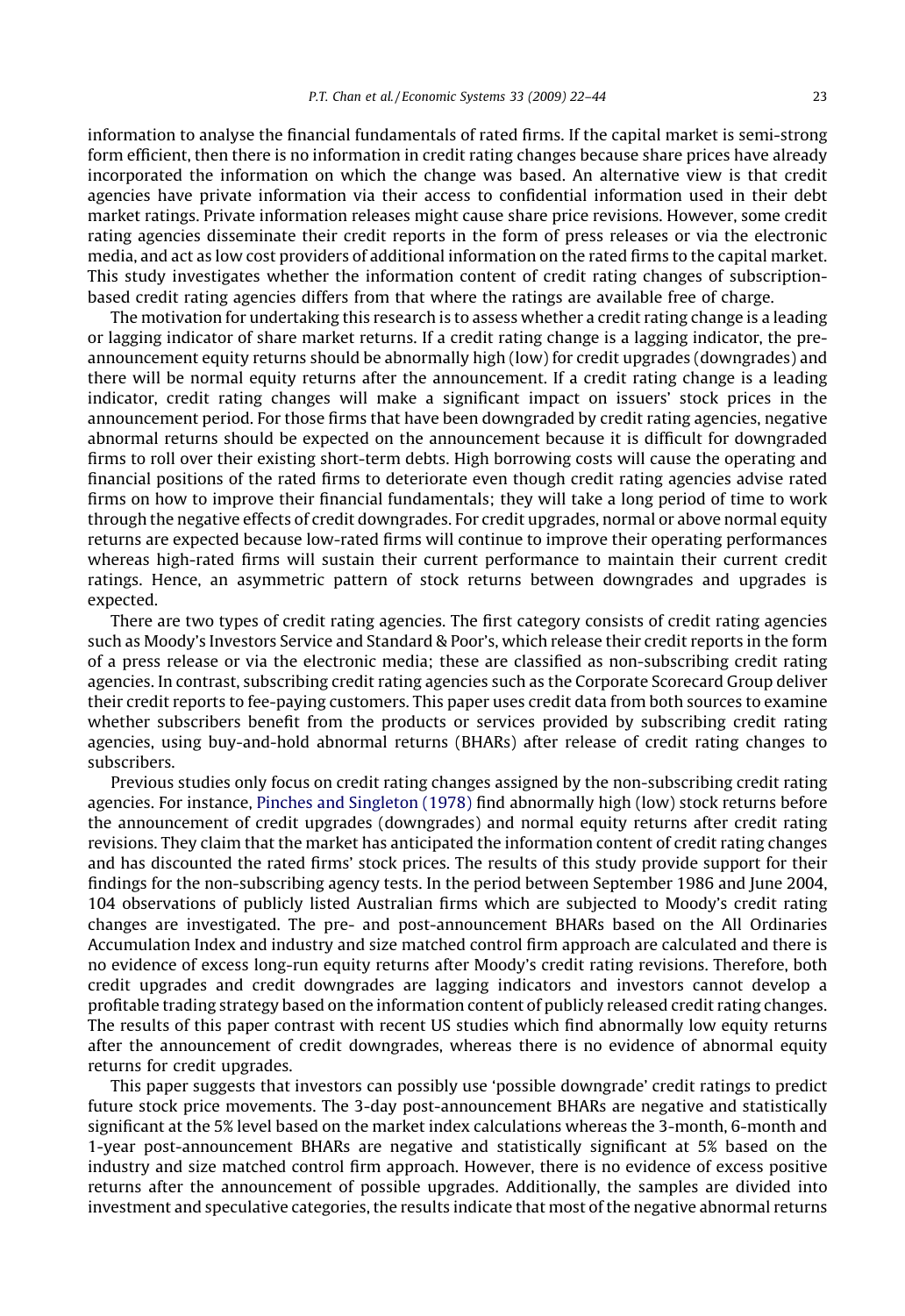information to analyse the financial fundamentals of rated firms. If the capital market is semi-strong form efficient, then there is no information in credit rating changes because share prices have already incorporated the information on which the change was based. An alternative view is that credit agencies have private information via their access to confidential information used in their debt market ratings. Private information releases might cause share price revisions. However, some credit rating agencies disseminate their credit reports in the form of press releases or via the electronic media, and act as low cost providers of additional information on the rated firms to the capital market. This study investigates whether the information content of credit rating changes of subscription-based credit rating agencies differs from that where the ratings are available free of charge.

The motivation for undertaking this research is to assess whether a credit rating change is a leading or lagging indicator of share market returns. If a credit rating change is a lagging indicator, the pre-announcement equity returns should be abnormally high (low) for credit upgrades (downgrades) and there will be normal equity returns after the announcement. If a credit rating change is a leading indicator, credit rating changes will make a significant impact on issuers' stock prices in the announcement period. For those firms that have been downgraded by credit rating agencies, negative abnormal returns should be expected on the announcement because it is difficult for downgraded firms to roll over their existing short-term debts. High borrowing costs will cause the operating and financial positions of the rated firms to deteriorate even though credit rating agencies advise rated firms on how to improve their financial fundamentals; they will take a long period of time to work through the negative effects of credit downgrades. For credit upgrades, normal or above normal equity returns are expected because low-rated firms will continue to improve their operating performances whereas high-rated firms will sustain their current performance to maintain their current credit ratings. Hence, an asymmetric pattern of stock returns between downgrades and upgrades is expected.

There are two types of credit rating agencies. The first category consists of credit rating agencies such as Moody's Investors Service and Standard & Poor's, which release their credit reports in the form of a press release or via the electronic media; these are classified as non-subscribing credit rating agencies. In contrast, subscribing credit rating agencies such as the Corporate Scorecard Group deliver their credit reports to fee-paying customers. This paper uses credit data from both sources to examine whether subscribers benefit from the products or services provided by subscribing credit rating agencies, using buy-and-hold abnormal returns (BHARs) after release of credit rating changes to subscribers.

Previous studies only focus on credit rating changes assigned by the non-subscribing credit rating agencies. For instance, Pinches and Singleton (1978) find abnormally high (low) stock returns before the announcement of credit upgrades (downgrades) and normal equity returns after credit rating revisions. They claim that the market has anticipated the information content of credit rating changes and has discounted the rated firms' stock prices. The results of this study provide support for their findings for the non-subscribing agency tests. In the period between September 1986 and June 2004, 104 observations of publicly listed Australian firms which are subjected to Moody's credit rating changes are investigated. The pre- and post-announcement BHARs based on the All Ordinaries Accumulation Index and industry and size matched control firm approach are calculated and there is no evidence of excess long-run equity returns after Moody's credit rating revisions. Therefore, both credit upgrades and credit downgrades are lagging indicators and investors cannot develop a profitable trading strategy based on the information content of publicly released credit rating changes. The results of this paper contrast with recent US studies which find abnormally low equity returns after the announcement of credit downgrades, whereas there is no evidence of abnormal equity returns for credit upgrades.

This paper suggests that investors can possibly use 'possible downgrade' credit ratings to predict future stock price movements. The 3-day post-announcement BHARs are negative and statistically significant at the 5% level based on the market index calculations whereas the 3-month, 6-month and 1-year post-announcement BHARs are negative and statistically significant at 5% based on the industry and size matched control firm approach. However, there is no evidence of excess positive returns after the announcement of possible upgrades. Additionally, the samples are divided into investment and speculative categories, the results indicate that most of the negative abnormal returns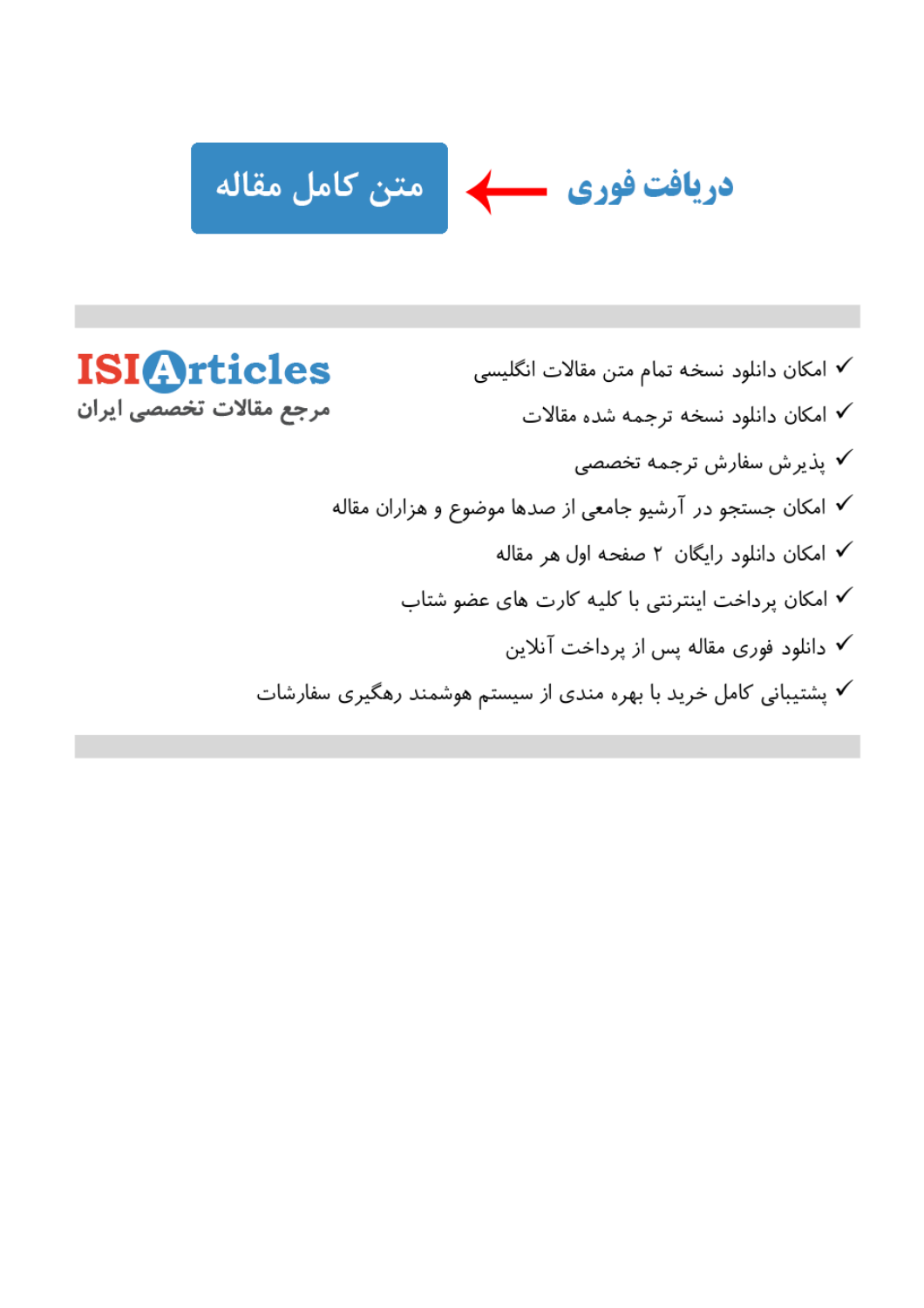دریافت فوری ← **متن کامل مقاله**

**ISIArticles**

مرجع مقالات تخصصی ایران

- ✓ امکان دانلود نسخه تمام متن مقالات انگلیسی
- ✓ امکان دانلود نسخه ترجمه شده مقالات
- ✓ پذیرش سفارش ترجمه تخصصی
- ✓ امکان جستجو در آرشیو جامعی از صدها موضوع و هزاران مقاله
- ✓ امکان دانلود رایگان ۲ صفحه اول هر مقاله
- ✓ امکان پرداخت اینترنتی با کلیه کارت های عضو شتاب
- ✓ دانلود فوری مقاله پس از پرداخت آنلاین
- ✓ پشتیبانی کامل خرید با بهره مندی از سیستم هوشمند رهگیری سفارشات